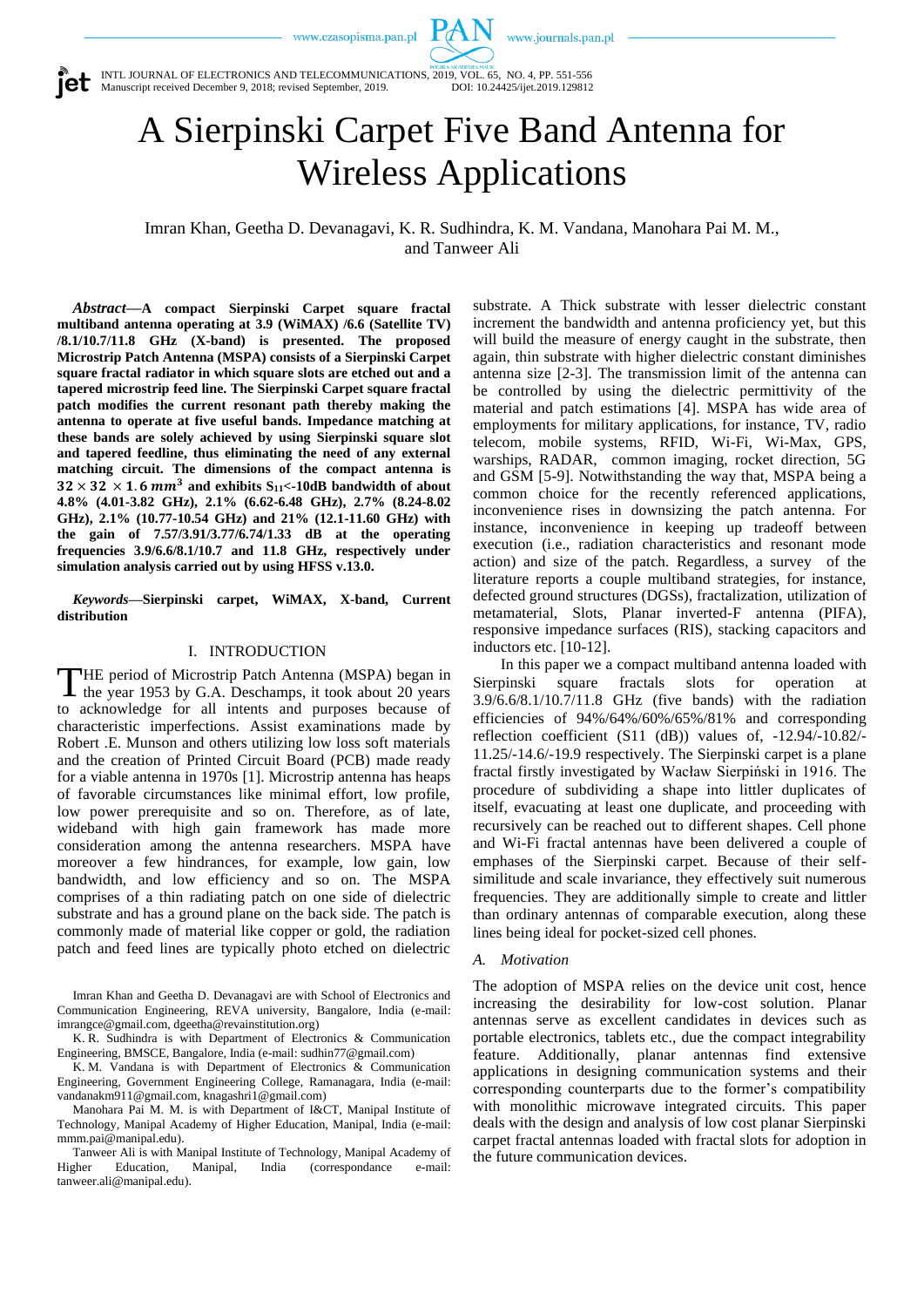# A Sierpinski Carpet Five Band Antenna for Wireless Applications

Imran Khan, Geetha D. Devanagavi, K. R. Sudhindra, K. M. Vandana, Manohara Pai M. M., and Tanweer Ali

***Abstract*—A compact Sierpinski Carpet square fractal multiband antenna operating at 3.9 (WiMAX) /6.6 (Satellite TV) /8.1/10.7/11.8 GHz (X-band) is presented. The proposed Microstrip Patch Antenna (MSPA) consists of a Sierpinski Carpet square fractal radiator in which square slots are etched out and a tapered microstrip feed line. The Sierpinski Carpet square fractal patch modifies the current resonant path thereby making the antenna to operate at five useful bands. Impedance matching at these bands are solely achieved by using Sierpinski square slot and tapered feedline, thus eliminating the need of any external matching circuit. The dimensions of the compact antenna is $32 \times 32 \times 1.6\ mm^3$ and exhibits $S_{11}$<-10dB bandwidth of about 4.8% (4.01-3.82 GHz), 2.1% (6.62-6.48 GHz), 2.7% (8.24-8.02 GHz), 2.1% (10.77-10.54 GHz) and 21% (12.1-11.60 GHz) with the gain of 7.57/3.91/3.77/6.74/1.33 dB at the operating frequencies 3.9/6.6/8.1/10.7 and 11.8 GHz, respectively under simulation analysis carried out by using HFSS v.13.0.**

***Keywords*—Sierpinski carpet, WiMAX, X-band, Current distribution**

## I. INTRODUCTION

THE period of Microstrip Patch Antenna (MSPA) began in the year 1953 by G.A. Deschamps, it took about 20 years to acknowledge for all intents and purposes because of characteristic imperfections. Assist examinations made by Robert .E. Munson and others utilizing low loss soft materials and the creation of Printed Circuit Board (PCB) made ready for a viable antenna in 1970s [1]. Microstrip antenna has heaps of favorable circumstances like minimal effort, low profile, low power prerequisite and so on. Therefore, as of late, wideband with high gain framework has made more consideration among the antenna researchers. MSPA have moreover a few hindrances, for example, low gain, low bandwidth, and low efficiency and so on. The MSPA comprises of a thin radiating patch on one side of dielectric substrate and has a ground plane on the back side. The patch is commonly made of material like copper or gold, the radiation patch and feed lines are typically photo etched on dielectric substrate. A Thick substrate with lesser dielectric constant increment the bandwidth and antenna proficiency yet, but this will build the measure of energy caught in the substrate, then again, thin substrate with higher dielectric constant diminishes antenna size [2-3]. The transmission limit of the antenna can be controlled by using the dielectric permittivity of the material and patch estimations [4]. MSPA has wide area of employments for military applications, for instance, TV, radio telecom, mobile systems, RFID, Wi-Fi, Wi-Max, GPS, warships, RADAR, common imaging, rocket direction, 5G and GSM [5-9]. Notwithstanding the way that, MSPA being a common choice for the recently referenced applications, inconvenience rises in downsizing the patch antenna. For instance, inconvenience in keeping up tradeoff between execution (i.e., radiation characteristics and resonant mode action) and size of the patch. Regardless, a survey of the literature reports a couple multiband strategies, for instance, defected ground structures (DGSs), fractalization, utilization of metamaterial, Slots, Planar inverted-F antenna (PIFA), responsive impedance surfaces (RIS), stacking capacitors and inductors etc. [10-12].

In this paper we a compact multiband antenna loaded with Sierpinski square fractals slots for operation at 3.9/6.6/8.1/10.7/11.8 GHz (five bands) with the radiation efficiencies of 94%/64%/60%/65%/81% and corresponding reflection coefficient (S11 (dB)) values of, -12.94/-10.82/-11.25/-14.6/-19.9 respectively. The Sierpinski carpet is a plane fractal firstly investigated by Wacław Sierpiński in 1916. The procedure of subdividing a shape into littler duplicates of itself, evacuating at least one duplicate, and proceeding with recursively can be reached out to different shapes. Cell phone and Wi-Fi fractal antennas have been delivered a couple of emphases of the Sierpinski carpet. Because of their self-similitude and scale invariance, they effectively suit numerous frequencies. They are additionally simple to create and littler than ordinary antennas of comparable execution, along these lines being ideal for pocket-sized cell phones.

### *A. Motivation*

The adoption of MSPA relies on the device unit cost, hence increasing the desirability for low-cost solution. Planar antennas serve as excellent candidates in devices such as portable electronics, tablets etc., due the compact integrability feature. Additionally, planar antennas find extensive applications in designing communication systems and their corresponding counterparts due to the former's compatibility with monolithic microwave integrated circuits. This paper deals with the design and analysis of low cost planar Sierpinski carpet fractal antennas loaded with fractal slots for adoption in the future communication devices.

Imran Khan and Geetha D. Devanagavi are with School of Electronics and Communication Engineering, REVA university, Bangalore, India (e-mail: imrangce@gmail.com, dgeetha@revainstitution.org)

K. R. Sudhindra is with Department of Electronics & Communication Engineering, BMSCE, Bangalore, India (e-mail: sudhin77@gmail.com)

K. M. Vandana is with Department of Electronics & Communication Engineering, Government Engineering College, Ramanagara, India (e-mail: vandanakm911@gmail.com, knagashri1@gmail.com)

Manohara Pai M. M. is with Department of I&CT, Manipal Institute of Technology, Manipal Academy of Higher Education, Manipal, India (e-mail: mmm.pai@manipal.edu).

Tanweer Ali is with Manipal Institute of Technology, Manipal Academy of Higher Education, Manipal, India (correspondance e-mail: tanweer.ali@manipal.edu).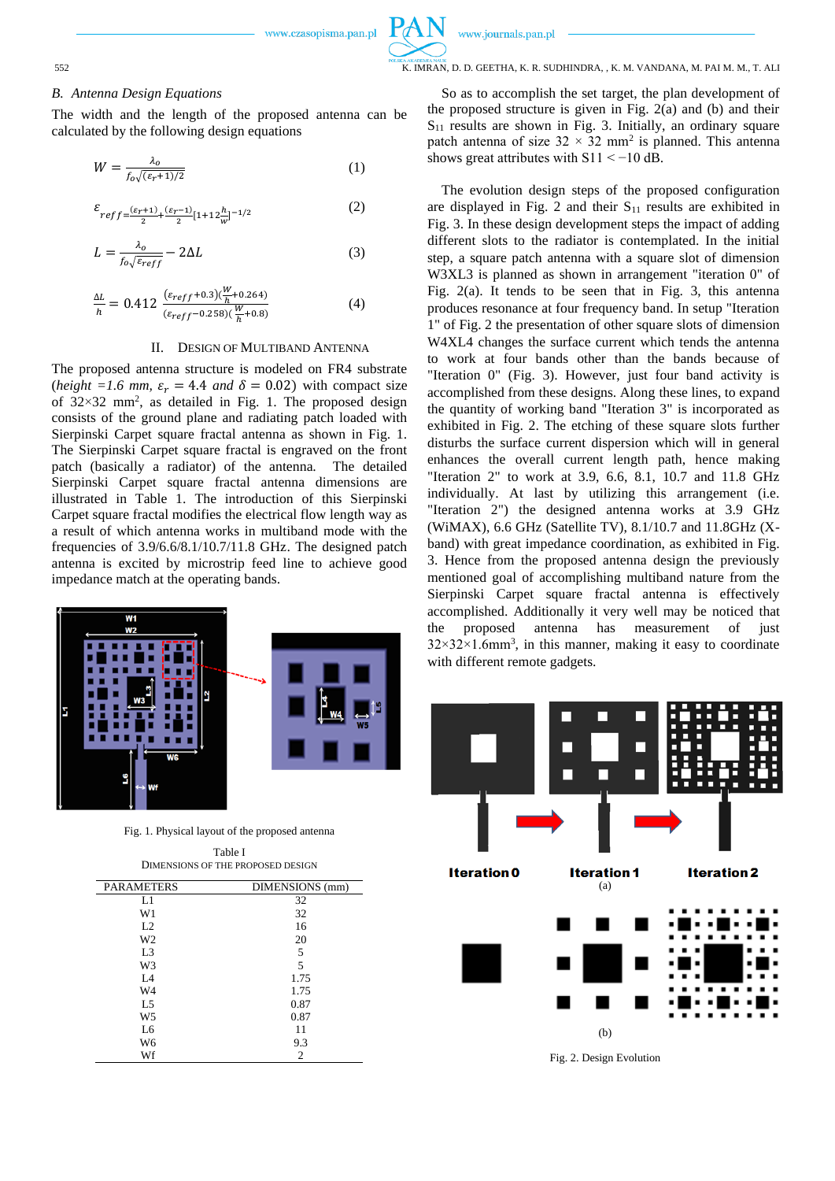### B. Antenna Design Equations

The width and the length of the proposed antenna can be calculated by the following design equations

$$W = \frac{\lambda_o}{f_o\sqrt{(\varepsilon_r+1)/2}} \tag{1}$$

$$\varepsilon_{reff} = \frac{(\varepsilon_r+1)}{2} + \frac{(\varepsilon_r-1)}{2}\left[1+12\frac{h}{W}\right]^{-1/2} \tag{2}$$

$$L = \frac{\lambda_o}{f_o\sqrt{\varepsilon_{reff}}} - 2\Delta L \tag{3}$$

$$\frac{\Delta L}{h} = 0.412\,\frac{(\varepsilon_{reff}+0.3)(\frac{W}{h}+0.264)}{(\varepsilon_{reff}-0.258)(\frac{W}{h}+0.8)} \tag{4}$$

## II. Design of Multiband Antenna

The proposed antenna structure is modeled on FR4 substrate (*height =1.6 mm*, $\varepsilon_r = 4.4$ *and* $\delta = 0.02$) with compact size of 32×32 mm$^2$, as detailed in Fig. 1. The proposed design consists of the ground plane and radiating patch loaded with Sierpinski Carpet square fractal antenna as shown in Fig. 1. The Sierpinski Carpet square fractal is engraved on the front patch (basically a radiator) of the antenna. The detailed Sierpinski Carpet square fractal antenna dimensions are illustrated in Table 1. The introduction of this Sierpinski Carpet square fractal modifies the electrical flow length way as a result of which antenna works in multiband mode with the frequencies of 3.9/6.6/8.1/10.7/11.8 GHz. The designed patch antenna is excited by microstrip feed line to achieve good impedance match at the operating bands.

Fig. 1. Physical layout of the proposed antenna

Table I
Dimensions of the Proposed Design

| PARAMETERS | DIMENSIONS (mm) |
|---|---|
| L1 | 32 |
| W1 | 32 |
| L2 | 16 |
| W2 | 20 |
| L3 | 5 |
| W3 | 5 |
| L4 | 1.75 |
| W4 | 1.75 |
| L5 | 0.87 |
| W5 | 0.87 |
| L6 | 11 |
| W6 | 9.3 |
| Wf | 2 |

So as to accomplish the set target, the plan development of the proposed structure is given in Fig. 2(a) and (b) and their $S_{11}$ results are shown in Fig. 3. Initially, an ordinary square patch antenna of size 32 × 32 mm$^2$ is planned. This antenna shows great attributes with S11 < −10 dB.

The evolution design steps of the proposed configuration are displayed in Fig. 2 and their $S_{11}$ results are exhibited in Fig. 3. In these design development steps the impact of adding different slots to the radiator is contemplated. In the initial step, a square patch antenna with a square slot of dimension W3XL3 is planned as shown in arrangement "iteration 0" of Fig. 2(a). It tends to be seen that in Fig. 3, this antenna produces resonance at four frequency band. In setup "Iteration 1" of Fig. 2 the presentation of other square slots of dimension W4XL4 changes the surface current which tends the antenna to work in four bands other than the bands because of "Iteration 0" (Fig. 3). However, just four band activity is accomplished from these designs. Along these lines, to expand the quantity of working band "Iteration 3" is incorporated as exhibited in Fig. 2. The etching of these square slots further disturbs the surface current dispersion which will in general enhances the overall current length path, hence making "Iteration 2" to work at 3.9, 6.6, 8.1, 10.7 and 11.8 GHz individually. At last by utilizing this arrangement (i.e. "Iteration 2") the designed antenna works at 3.9 GHz (WiMAX), 6.6 GHz (Satellite TV), 8.1/10.7 and 11.8GHz (X-band) with great impedance coordination, as exhibited in Fig. 3. Hence from the proposed antenna design the previously mentioned goal of accomplishing multiband nature from the Sierpinski Carpet square fractal antenna is effectively accomplished. Additionally it very well may be noticed that the proposed antenna has measurement of just 32×32×1.6mm$^3$, in this manner, making it easy to coordinate with different remote gadgets.

Fig. 2. Design Evolution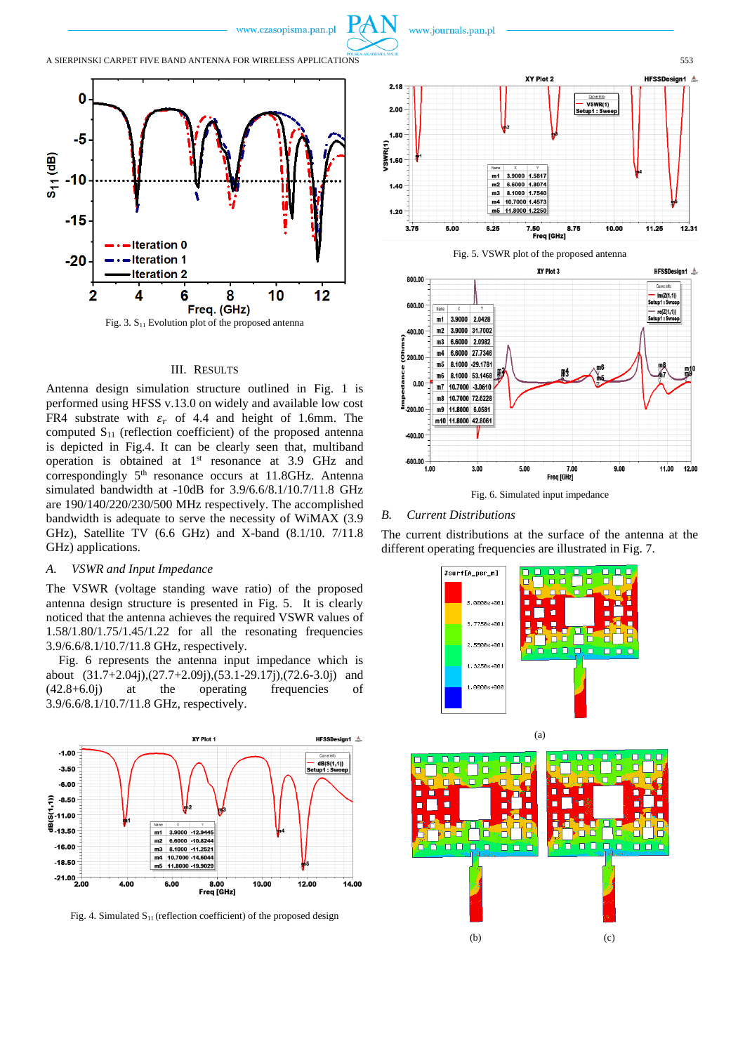Fig. 3. $S_{11}$ Evolution plot of the proposed antenna

## III. RESULTS

Antenna design simulation structure outlined in Fig. 1 is performed using HFSS v.13.0 on widely and available low cost FR4 substrate with $\varepsilon_r$ of 4.4 and height of 1.6mm. The computed $S_{11}$ (reflection coefficient) of the proposed antenna is depicted in Fig.4. It can be clearly seen that, multiband operation is obtained at 1st resonance at 3.9 GHz and correspondingly 5th resonance occurs at 11.8GHz. Antenna simulated bandwidth at -10dB for 3.9/6.6/8.1/10.7/11.8 GHz are 190/140/220/230/500 MHz respectively. The accomplished bandwidth is adequate to serve the necessity of WiMAX (3.9 GHz), Satellite TV (6.6 GHz) and X-band (8.1/10. 7/11.8 GHz) applications.

### A. *VSWR and Input Impedance*

The VSWR (voltage standing wave ratio) of the proposed antenna design structure is presented in Fig. 5. It is clearly noticed that the antenna achieves the required VSWR values of 1.58/1.80/1.75/1.45/1.22 for all the resonating frequencies 3.9/6.6/8.1/10.7/11.8 GHz, respectively.

Fig. 6 represents the antenna input impedance which is about (31.7+2.04j),(27.7+2.09j),(53.1-29.17j),(72.6-3.0j) and (42.8+6.0j) at the operating frequencies of 3.9/6.6/8.1/10.7/11.8 GHz, respectively.

Fig. 4. Simulated $S_{11}$ (reflection coefficient) of the proposed design

Fig. 5. VSWR plot of the proposed antenna

Fig. 6. Simulated input impedance

### B. *Current Distributions*

The current distributions at the surface of the antenna at the different operating frequencies are illustrated in Fig. 7.

(a)

(b) (c)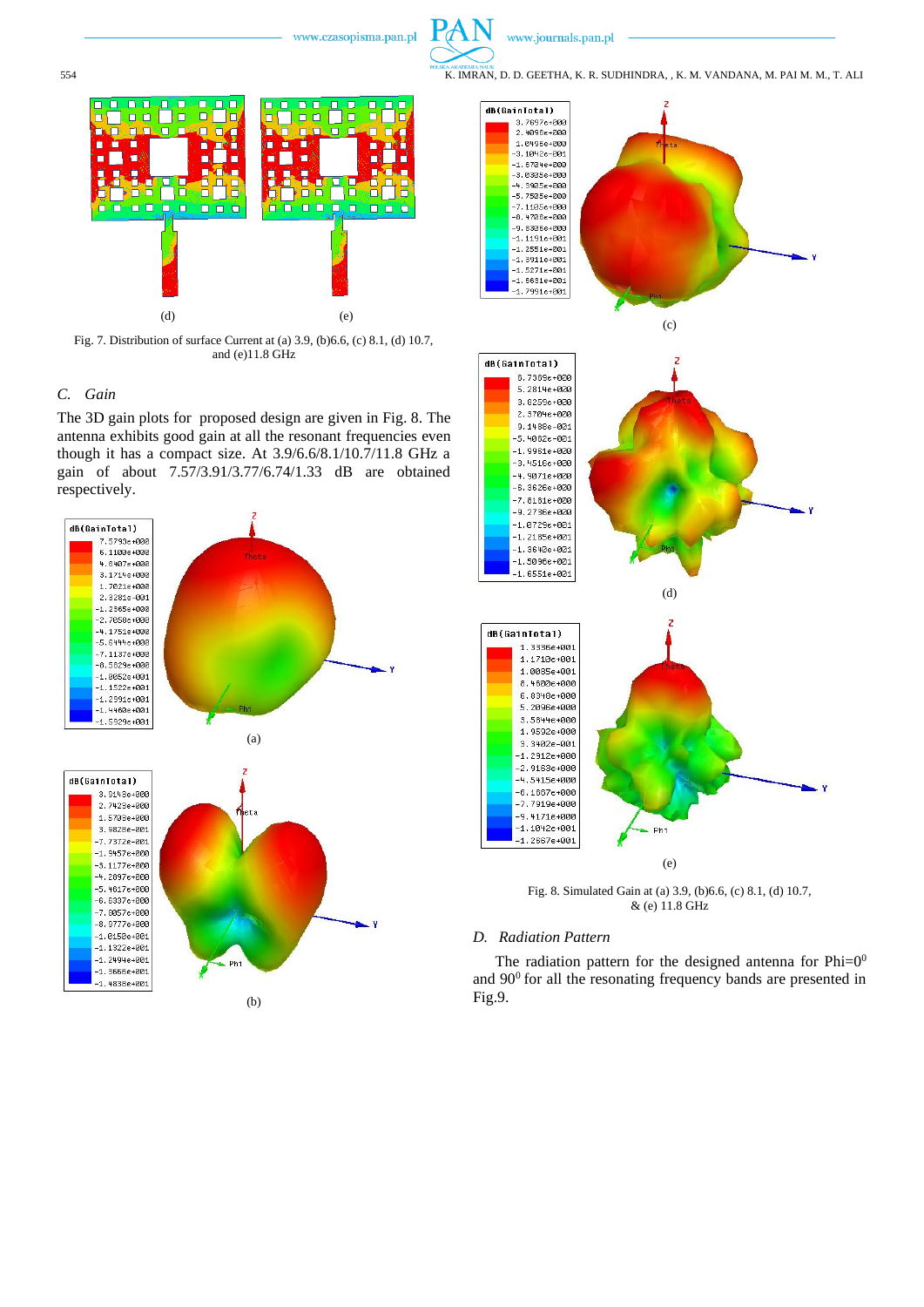(d) (e)

Fig. 7. Distribution of surface Current at (a) 3.9, (b)6.6, (c) 8.1, (d) 10.7, and (e)11.8 GHz

### C. Gain

The 3D gain plots for proposed design are given in Fig. 8. The antenna exhibits good gain at all the resonant frequencies even though it has a compact size. At 3.9/6.6/8.1/10.7/11.8 GHz a gain of about 7.57/3.91/3.77/6.74/1.33 dB are obtained respectively.

(a)

(b)

(c)

(d)

(e)

Fig. 8. Simulated Gain at (a) 3.9, (b)6.6, (c) 8.1, (d) 10.7, & (e) 11.8 GHz

### D. Radiation Pattern

The radiation pattern for the designed antenna for Phi=$0^0$ and $90^0$ for all the resonating frequency bands are presented in Fig.9.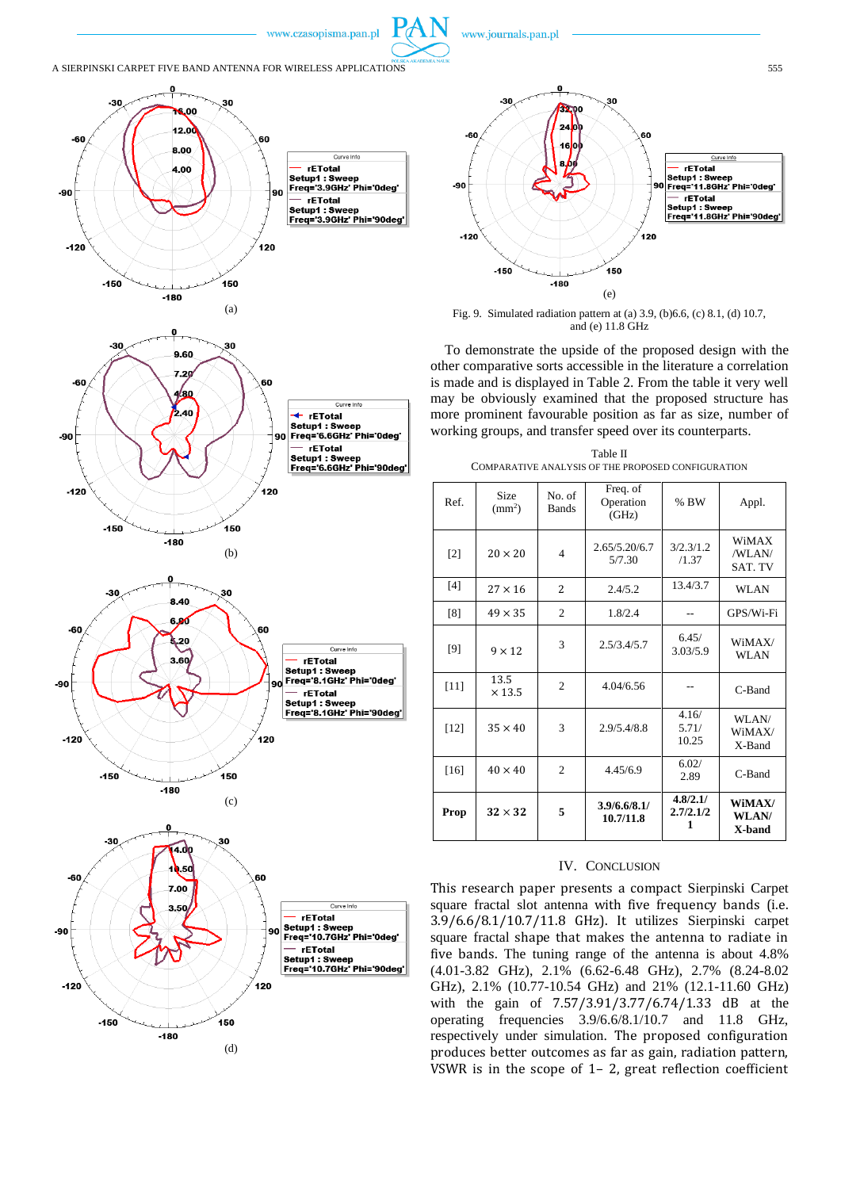(a)

(b)

(c)

(d)

(e)

Fig. 9. Simulated radiation pattern at (a) 3.9, (b)6.6, (c) 8.1, (d) 10.7, and (e) 11.8 GHz

To demonstrate the upside of the proposed design with the other comparative sorts accessible in the literature a correlation is made and is displayed in Table 2. From the table it very well may be obviously examined that the proposed structure has more prominent favourable position as far as size, number of working groups, and transfer speed over its counterparts.

Table II
COMPARATIVE ANALYSIS OF THE PROPOSED CONFIGURATION

| Ref. | Size ($mm^2$) | No. of Bands | Freq. of Operation (GHz) | % BW | Appl. |
|---|---|---|---|---|---|
| [2] | 20 × 20 | 4 | 2.65/5.20/6.7 5/7.30 | 3/2.3/1.2 /1.37 | WiMAX /WLAN/ SAT. TV |
| [4] | 27 × 16 | 2 | 2.4/5.2 | 13.4/3.7 | WLAN |
| [8] | 49 × 35 | 2 | 1.8/2.4 | -- | GPS/Wi-Fi |
| [9] | 9 × 12 | 3 | 2.5/3.4/5.7 | 6.45/ 3.03/5.9 | WiMAX/ WLAN |
| [11] | 13.5 × 13.5 | 2 | 4.04/6.56 | -- | C-Band |
| [12] | 35 × 40 | 3 | 2.9/5.4/8.8 | 4.16/ 5.71/ 10.25 | WLAN/ WiMAX/ X-Band |
| [16] | 40 × 40 | 2 | 4.45/6.9 | 6.02/ 2.89 | C-Band |
| **Prop** | **32 × 32** | **5** | **3.9/6.6/8.1/ 10.7/11.8** | **4.8/2.1/ 2.7/2.1/2 1** | **WiMAX/ WLAN/ X-band** |

## IV. Conclusion

This research paper presents a compact Sierpinski Carpet square fractal slot antenna with five frequency bands (i.e. 3.9/6.6/8.1/10.7/11.8 GHz). It utilizes Sierpinski carpet square fractal shape that makes the antenna to radiate in five bands. The tuning range of the antenna is about 4.8% (4.01-3.82 GHz), 2.1% (6.62-6.48 GHz), 2.7% (8.24-8.02 GHz), 2.1% (10.77-10.54 GHz) and 21% (12.1-11.60 GHz) with the gain of 7.57/3.91/3.77/6.74/1.33 dB at the operating frequencies 3.9/6.6/8.1/10.7 and 11.8 GHz, respectively under simulation. The proposed configuration produces better outcomes as far as gain, radiation pattern, VSWR is in the scope of 1– 2, great reflection coefficient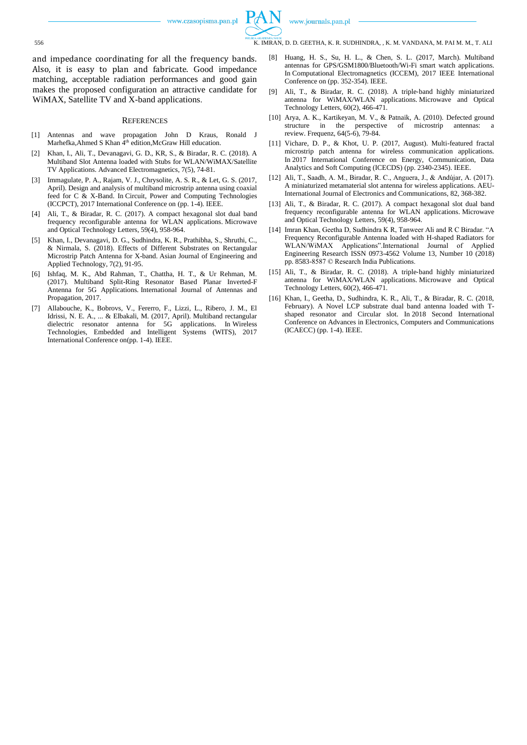and impedance coordinating for all the frequency bands. Also, it is easy to plan and fabricate. Good impedance matching, acceptable radiation performances and good gain makes the proposed configuration an attractive candidate for WiMAX, Satellite TV and X-band applications.

## References

[1] Antennas and wave propagation John D Kraus, Ronald J Marhefka,Ahmed S Khan 4th edition,McGraw Hill education.

[2] Khan, I., Ali, T., Devanagavi, G. D., KR, S., & Biradar, R. C. (2018). A Multiband Slot Antenna loaded with Stubs for WLAN/WiMAX/Satellite TV Applications. Advanced Electromagnetics, 7(5), 74-81.

[3] Immagulate, P. A., Rajam, V. J., Chrysolite, A. S. R., & Let, G. S. (2017, April). Design and analysis of multiband microstrip antenna using coaxial feed for C & X-Band. In Circuit, Power and Computing Technologies (ICCPCT), 2017 International Conference on (pp. 1-4). IEEE.

[4] Ali, T., & Biradar, R. C. (2017). A compact hexagonal slot dual band frequency reconfigurable antenna for WLAN applications. Microwave and Optical Technology Letters, 59(4), 958-964.

[5] Khan, I., Devanagavi, D. G., Sudhindra, K. R., Prathibha, S., Shruthi, C., & Nirmala, S. (2018). Effects of Different Substrates on Rectangular Microstrip Patch Antenna for X-band. Asian Journal of Engineering and Applied Technology, 7(2), 91-95.

[6] Ishfaq, M. K., Abd Rahman, T., Chattha, H. T., & Ur Rehman, M. (2017). Multiband Split-Ring Resonator Based Planar Inverted-F Antenna for 5G Applications. International Journal of Antennas and Propagation, 2017.

[7] Allabouche, K., Bobrovs, V., Fererro, F., Lizzi, L., Ribero, J. M., El Idrissi, N. E. A., ... & Elbakali, M. (2017, April). Multiband rectangular dielectric resonator antenna for 5G applications. In Wireless Technologies, Embedded and Intelligent Systems (WITS), 2017 International Conference on(pp. 1-4). IEEE.

[8] Huang, H. S., Su, H. L., & Chen, S. L. (2017, March). Multiband antennas for GPS/GSM1800/Bluetooth/Wi-Fi smart watch applications. In Computational Electromagnetics (ICCEM), 2017 IEEE International Conference on (pp. 352-354). IEEE.

[9] Ali, T., & Biradar, R. C. (2018). A triple-band highly miniaturized antenna for WiMAX/WLAN applications. Microwave and Optical Technology Letters, 60(2), 466-471.

[10] Arya, A. K., Kartikeyan, M. V., & Patnaik, A. (2010). Defected ground structure in the perspective of microstrip antennas: a review. Frequenz, 64(5-6), 79-84.

[11] Vichare, D. P., & Khot, U. P. (2017, August). Multi-featured fractal microstrip patch antenna for wireless communication applications. In 2017 International Conference on Energy, Communication, Data Analytics and Soft Computing (ICECDS) (pp. 2340-2345). IEEE.

[12] Ali, T., Saadh, A. M., Biradar, R. C., Anguera, J., & Andújar, A. (2017). A miniaturized metamaterial slot antenna for wireless applications. AEU-International Journal of Electronics and Communications, 82, 368-382.

[13] Ali, T., & Biradar, R. C. (2017). A compact hexagonal slot dual band frequency reconfigurable antenna for WLAN applications. Microwave and Optical Technology Letters, 59(4), 958-964.

[14] Imran Khan, Geetha D, Sudhindra K R, Tanweer Ali and R C Biradar. "A Frequency Reconfigurable Antenna loaded with H-shaped Radiators for WLAN/WiMAX Applications".International Journal of Applied Engineering Research ISSN 0973-4562 Volume 13, Number 10 (2018) pp. 8583-8587 © Research India Publications.

[15] Ali, T., & Biradar, R. C. (2018). A triple-band highly miniaturized antenna for WiMAX/WLAN applications. Microwave and Optical Technology Letters, 60(2), 466-471.

[16] Khan, I., Geetha, D., Sudhindra, K. R., Ali, T., & Biradar, R. C. (2018, February). A Novel LCP substrate dual band antenna loaded with T-shaped resonator and Circular slot. In 2018 Second International Conference on Advances in Electronics, Computers and Communications (ICAECC) (pp. 1-4). IEEE.